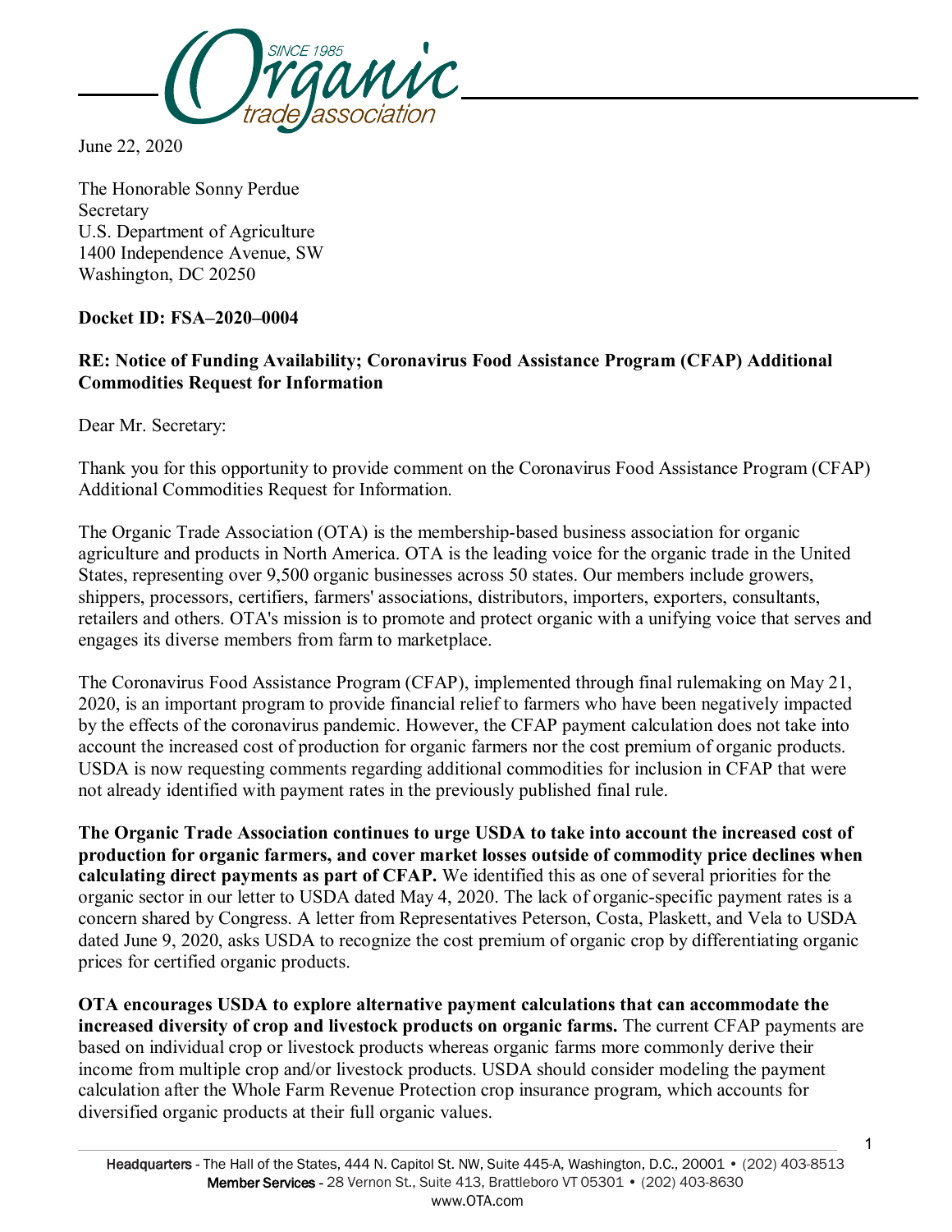June 22, 2020

The Honorable Sonny Perdue
Secretary
U.S. Department of Agriculture
1400 Independence Avenue, SW
Washington, DC 20250

**Docket ID: FSA–2020–0004**

**RE: Notice of Funding Availability; Coronavirus Food Assistance Program (CFAP) Additional Commodities Request for Information**

Dear Mr. Secretary:

Thank you for this opportunity to provide comment on the Coronavirus Food Assistance Program (CFAP) Additional Commodities Request for Information.

The Organic Trade Association (OTA) is the membership-based business association for organic agriculture and products in North America. OTA is the leading voice for the organic trade in the United States, representing over 9,500 organic businesses across 50 states. Our members include growers, shippers, processors, certifiers, farmers' associations, distributors, importers, exporters, consultants, retailers and others. OTA's mission is to promote and protect organic with a unifying voice that serves and engages its diverse members from farm to marketplace.

The Coronavirus Food Assistance Program (CFAP), implemented through final rulemaking on May 21, 2020, is an important program to provide financial relief to farmers who have been negatively impacted by the effects of the coronavirus pandemic. However, the CFAP payment calculation does not take into account the increased cost of production for organic farmers nor the cost premium of organic products. USDA is now requesting comments regarding additional commodities for inclusion in CFAP that were not already identified with payment rates in the previously published final rule.

**The Organic Trade Association continues to urge USDA to take into account the increased cost of production for organic farmers, and cover market losses outside of commodity price declines when calculating direct payments as part of CFAP.** We identified this as one of several priorities for the organic sector in our letter to USDA dated May 4, 2020. The lack of organic-specific payment rates is a concern shared by Congress. A letter from Representatives Peterson, Costa, Plaskett, and Vela to USDA dated June 9, 2020, asks USDA to recognize the cost premium of organic crop by differentiating organic prices for certified organic products.

**OTA encourages USDA to explore alternative payment calculations that can accommodate the increased diversity of crop and livestock products on organic farms.** The current CFAP payments are based on individual crop or livestock products whereas organic farms more commonly derive their income from multiple crop and/or livestock products. USDA should consider modeling the payment calculation after the Whole Farm Revenue Protection crop insurance program, which accounts for diversified organic products at their full organic values.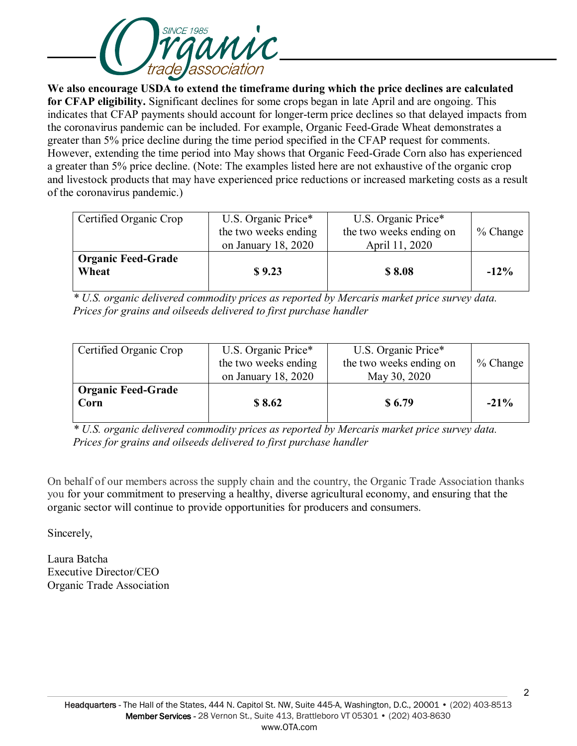**We also encourage USDA to extend the timeframe during which the price declines are calculated for CFAP eligibility.** Significant declines for some crops began in late April and are ongoing. This indicates that CFAP payments should account for longer-term price declines so that delayed impacts from the coronavirus pandemic can be included. For example, Organic Feed-Grade Wheat demonstrates a greater than 5% price decline during the time period specified in the CFAP request for comments. However, extending the time period into May shows that Organic Feed-Grade Corn also has experienced a greater than 5% price decline. (Note: The examples listed here are not exhaustive of the organic crop and livestock products that may have experienced price reductions or increased marketing costs as a result of the coronavirus pandemic.)

| Certified Organic Crop | U.S. Organic Price* the two weeks ending on January 18, 2020 | U.S. Organic Price* the two weeks ending on April 11, 2020 | % Change |
|---|---|---|---|
| **Organic Feed-Grade Wheat** | **$ 9.23** | **$ 8.08** | **-12%** |

*\* U.S. organic delivered commodity prices as reported by Mercaris market price survey data. Prices for grains and oilseeds delivered to first purchase handler*

| Certified Organic Crop | U.S. Organic Price* the two weeks ending on January 18, 2020 | U.S. Organic Price* the two weeks ending on May 30, 2020 | % Change |
|---|---|---|---|
| **Organic Feed-Grade Corn** | **$ 8.62** | **$ 6.79** | **-21%** |

*\* U.S. organic delivered commodity prices as reported by Mercaris market price survey data. Prices for grains and oilseeds delivered to first purchase handler*

On behalf of our members across the supply chain and the country, the Organic Trade Association thanks you for your commitment to preserving a healthy, diverse agricultural economy, and ensuring that the organic sector will continue to provide opportunities for producers and consumers.

Sincerely,

Laura Batcha
Executive Director/CEO
Organic Trade Association